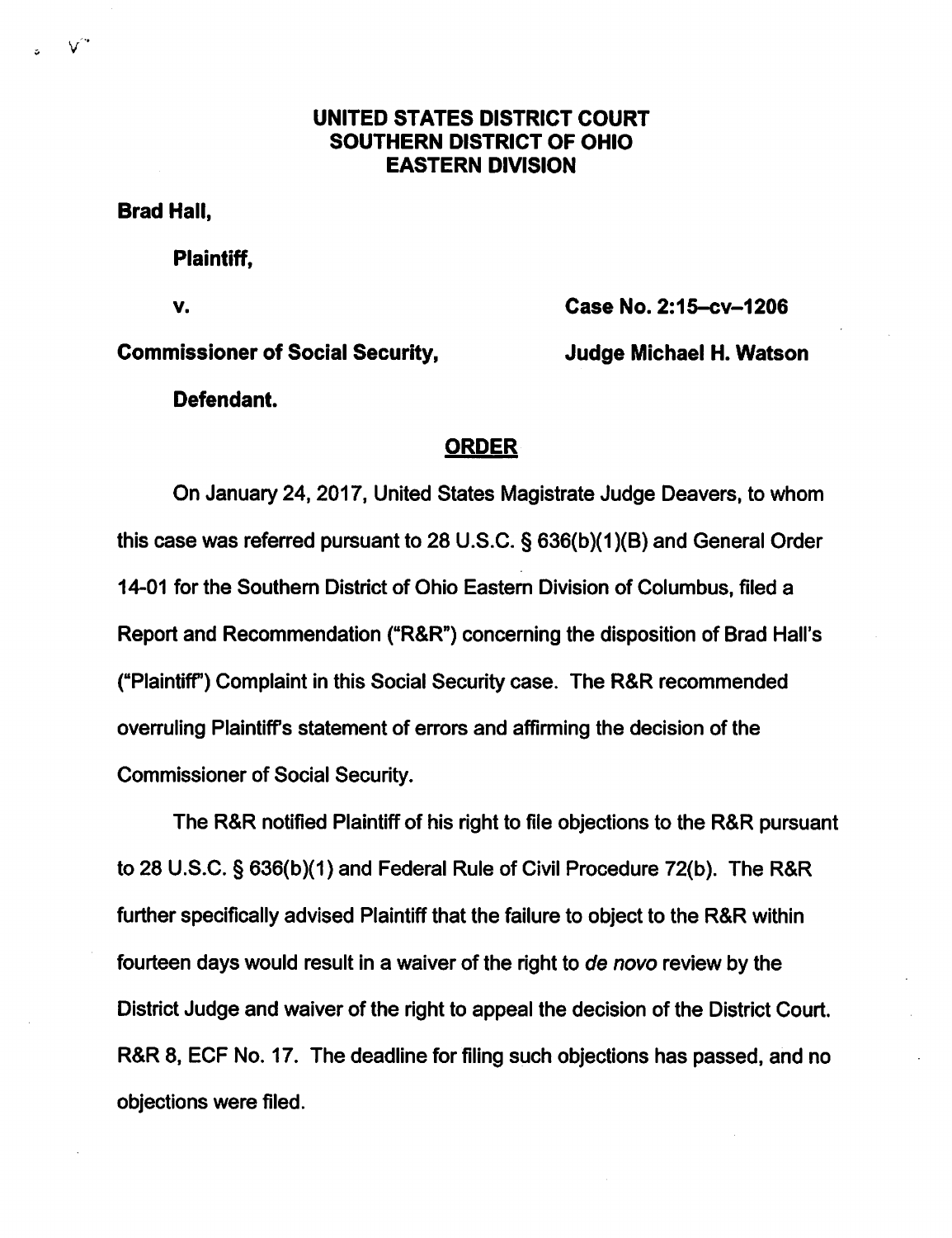**UNITED STATES DISTRICT COURT**
**SOUTHERN DISTRICT OF OHIO**
**EASTERN DIVISION**

**Brad Hall,**

**Plaintiff,**

**v.** **Case No. 2:15–cv–1206**

**Commissioner of Social Security,** **Judge Michael H. Watson**

**Defendant.**

## ORDER

On January 24, 2017, United States Magistrate Judge Deavers, to whom this case was referred pursuant to 28 U.S.C. § 636(b)(1)(B) and General Order 14-01 for the Southern District of Ohio Eastern Division of Columbus, filed a Report and Recommendation ("R&R") concerning the disposition of Brad Hall's ("Plaintiff") Complaint in this Social Security case. The R&R recommended overruling Plaintiff's statement of errors and affirming the decision of the Commissioner of Social Security.

The R&R notified Plaintiff of his right to file objections to the R&R pursuant to 28 U.S.C. § 636(b)(1) and Federal Rule of Civil Procedure 72(b). The R&R further specifically advised Plaintiff that the failure to object to the R&R within fourteen days would result in a waiver of the right to *de novo* review by the District Judge and waiver of the right to appeal the decision of the District Court. R&R 8, ECF No. 17. The deadline for filing such objections has passed, and no objections were filed.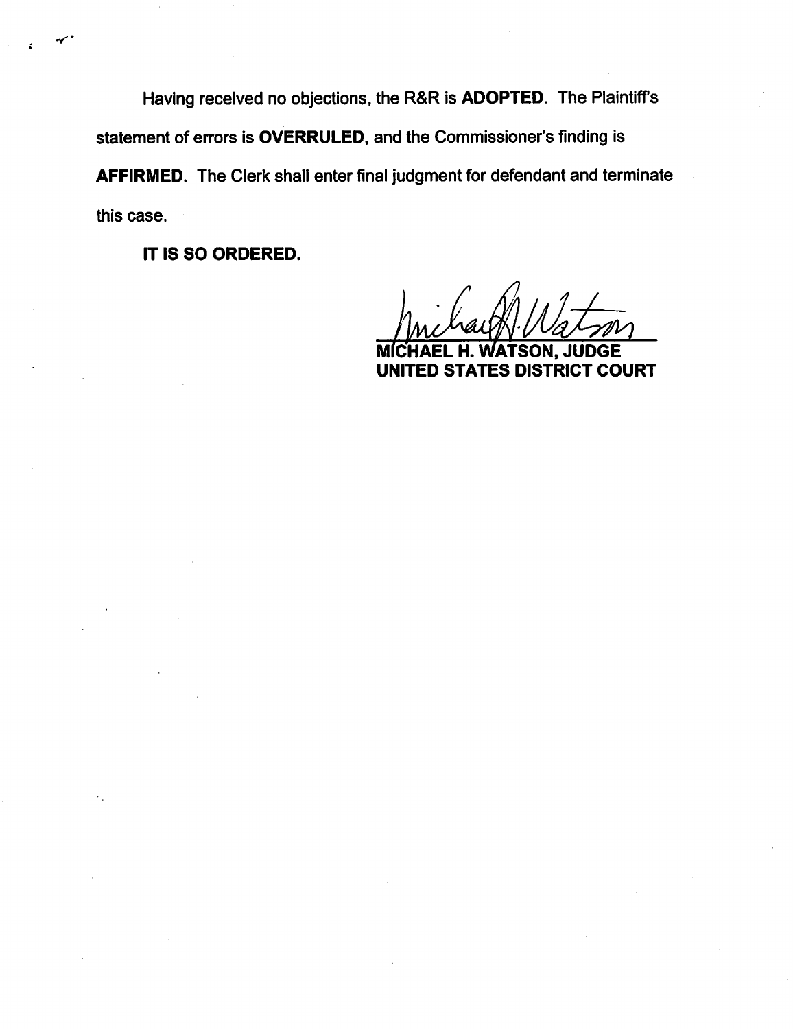Having received no objections, the R&R is **ADOPTED**. The Plaintiff's statement of errors is **OVERRULED**, and the Commissioner's finding is **AFFIRMED**. The Clerk shall enter final judgment for defendant and terminate this case.

**IT IS SO ORDERED.**

**MICHAEL H. WATSON, JUDGE**
**UNITED STATES DISTRICT COURT**